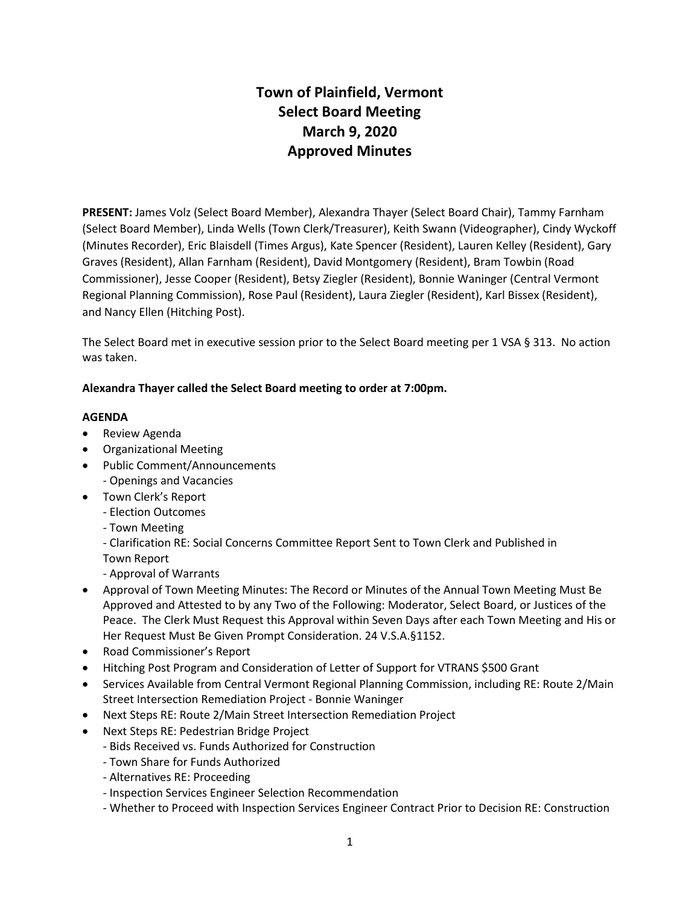# Town of Plainfield, Vermont
# Select Board Meeting
# March 9, 2020
# Approved Minutes

**PRESENT:** James Volz (Select Board Member), Alexandra Thayer (Select Board Chair), Tammy Farnham (Select Board Member), Linda Wells (Town Clerk/Treasurer), Keith Swann (Videographer), Cindy Wyckoff (Minutes Recorder), Eric Blaisdell (Times Argus), Kate Spencer (Resident), Lauren Kelley (Resident), Gary Graves (Resident), Allan Farnham (Resident), David Montgomery (Resident), Bram Towbin (Road Commissioner), Jesse Cooper (Resident), Betsy Ziegler (Resident), Bonnie Waninger (Central Vermont Regional Planning Commission), Rose Paul (Resident), Laura Ziegler (Resident), Karl Bissex (Resident), and Nancy Ellen (Hitching Post).

The Select Board met in executive session prior to the Select Board meeting per 1 VSA § 313. No action was taken.

**Alexandra Thayer called the Select Board meeting to order at 7:00pm.**

**AGENDA**

- Review Agenda
- Organizational Meeting
- Public Comment/Announcements
  - Openings and Vacancies
- Town Clerk's Report
  - Election Outcomes
  - Town Meeting
  - Clarification RE: Social Concerns Committee Report Sent to Town Clerk and Published in Town Report
  - Approval of Warrants
- Approval of Town Meeting Minutes: The Record or Minutes of the Annual Town Meeting Must Be Approved and Attested to by any Two of the Following: Moderator, Select Board, or Justices of the Peace. The Clerk Must Request this Approval within Seven Days after each Town Meeting and His or Her Request Must Be Given Prompt Consideration. 24 V.S.A.§1152.
- Road Commissioner's Report
- Hitching Post Program and Consideration of Letter of Support for VTRANS $500 Grant
- Services Available from Central Vermont Regional Planning Commission, including RE: Route 2/Main Street Intersection Remediation Project - Bonnie Waninger
- Next Steps RE: Route 2/Main Street Intersection Remediation Project
- Next Steps RE: Pedestrian Bridge Project
  - Bids Received vs. Funds Authorized for Construction
  - Town Share for Funds Authorized
  - Alternatives RE: Proceeding
  - Inspection Services Engineer Selection Recommendation
  - Whether to Proceed with Inspection Services Engineer Contract Prior to Decision RE: Construction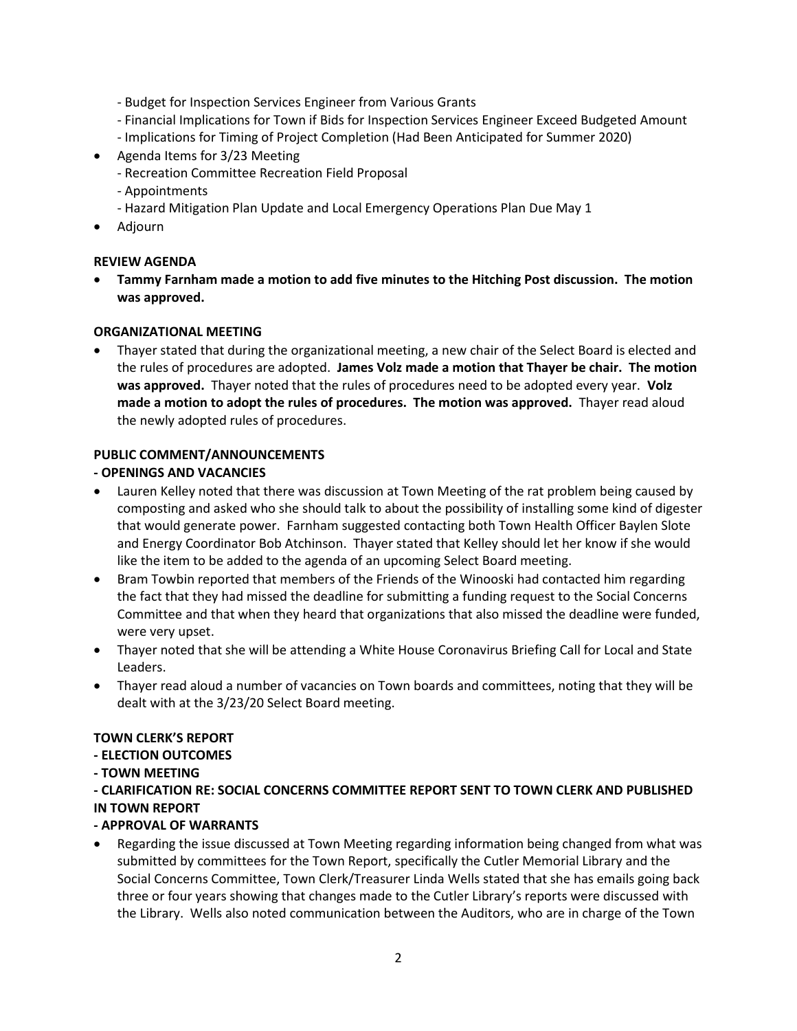- Budget for Inspection Services Engineer from Various Grants
  - Financial Implications for Town if Bids for Inspection Services Engineer Exceed Budgeted Amount
  - Implications for Timing of Project Completion (Had Been Anticipated for Summer 2020)
- Agenda Items for 3/23 Meeting
  - Recreation Committee Recreation Field Proposal
  - Appointments
  - Hazard Mitigation Plan Update and Local Emergency Operations Plan Due May 1
- Adjourn

**REVIEW AGENDA**

- **Tammy Farnham made a motion to add five minutes to the Hitching Post discussion. The motion was approved.**

**ORGANIZATIONAL MEETING**

- Thayer stated that during the organizational meeting, a new chair of the Select Board is elected and the rules of procedures are adopted. **James Volz made a motion that Thayer be chair. The motion was approved.** Thayer noted that the rules of procedures need to be adopted every year. **Volz made a motion to adopt the rules of procedures. The motion was approved.** Thayer read aloud the newly adopted rules of procedures.

**PUBLIC COMMENT/ANNOUNCEMENTS**

**- OPENINGS AND VACANCIES**

- Lauren Kelley noted that there was discussion at Town Meeting of the rat problem being caused by composting and asked who she should talk to about the possibility of installing some kind of digester that would generate power. Farnham suggested contacting both Town Health Officer Baylen Slote and Energy Coordinator Bob Atchinson. Thayer stated that Kelley should let her know if she would like the item to be added to the agenda of an upcoming Select Board meeting.
- Bram Towbin reported that members of the Friends of the Winooski had contacted him regarding the fact that they had missed the deadline for submitting a funding request to the Social Concerns Committee and that when they heard that organizations that also missed the deadline were funded, were very upset.
- Thayer noted that she will be attending a White House Coronavirus Briefing Call for Local and State Leaders.
- Thayer read aloud a number of vacancies on Town boards and committees, noting that they will be dealt with at the 3/23/20 Select Board meeting.

**TOWN CLERK'S REPORT**

**- ELECTION OUTCOMES**

**- TOWN MEETING**

**- CLARIFICATION RE: SOCIAL CONCERNS COMMITTEE REPORT SENT TO TOWN CLERK AND PUBLISHED IN TOWN REPORT**

**- APPROVAL OF WARRANTS**

- Regarding the issue discussed at Town Meeting regarding information being changed from what was submitted by committees for the Town Report, specifically the Cutler Memorial Library and the Social Concerns Committee, Town Clerk/Treasurer Linda Wells stated that she has emails going back three or four years showing that changes made to the Cutler Library's reports were discussed with the Library. Wells also noted communication between the Auditors, who are in charge of the Town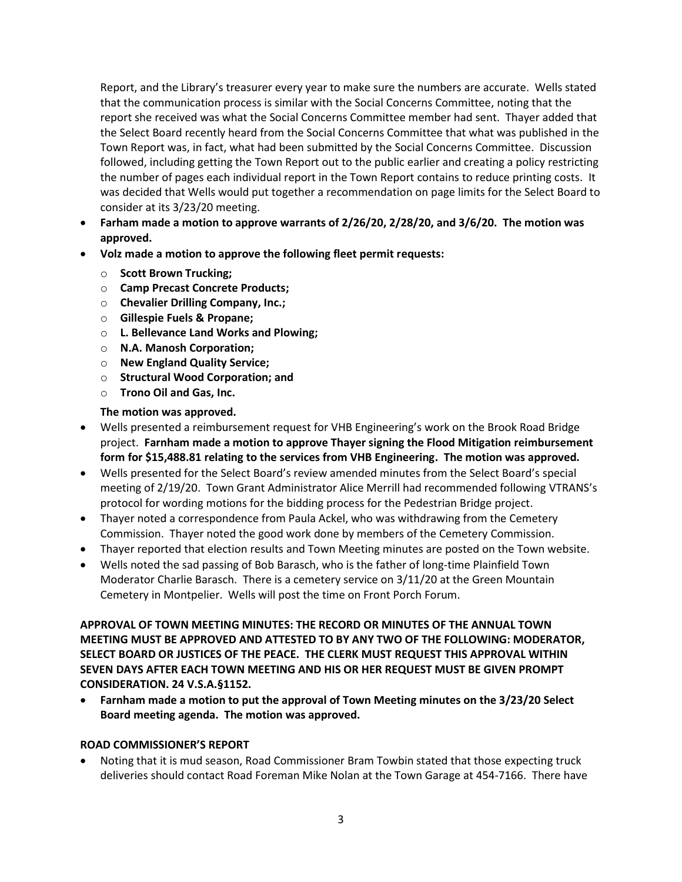Report, and the Library's treasurer every year to make sure the numbers are accurate. Wells stated that the communication process is similar with the Social Concerns Committee, noting that the report she received was what the Social Concerns Committee member had sent. Thayer added that the Select Board recently heard from the Social Concerns Committee that what was published in the Town Report was, in fact, what had been submitted by the Social Concerns Committee. Discussion followed, including getting the Town Report out to the public earlier and creating a policy restricting the number of pages each individual report in the Town Report contains to reduce printing costs. It was decided that Wells would put together a recommendation on page limits for the Select Board to consider at its 3/23/20 meeting.

- **Farham made a motion to approve warrants of 2/26/20, 2/28/20, and 3/6/20. The motion was approved.**
- **Volz made a motion to approve the following fleet permit requests:**
  - **Scott Brown Trucking;**
  - **Camp Precast Concrete Products;**
  - **Chevalier Drilling Company, Inc.;**
  - **Gillespie Fuels & Propane;**
  - **L. Bellevance Land Works and Plowing;**
  - **N.A. Manosh Corporation;**
  - **New England Quality Service;**
  - **Structural Wood Corporation; and**
  - **Trono Oil and Gas, Inc.**

  **The motion was approved.**
- Wells presented a reimbursement request for VHB Engineering's work on the Brook Road Bridge project. **Farnham made a motion to approve Thayer signing the Flood Mitigation reimbursement form for $15,488.81 relating to the services from VHB Engineering. The motion was approved.**
- Wells presented for the Select Board's review amended minutes from the Select Board's special meeting of 2/19/20. Town Grant Administrator Alice Merrill had recommended following VTRANS's protocol for wording motions for the bidding process for the Pedestrian Bridge project.
- Thayer noted a correspondence from Paula Ackel, who was withdrawing from the Cemetery Commission. Thayer noted the good work done by members of the Cemetery Commission.
- Thayer reported that election results and Town Meeting minutes are posted on the Town website.
- Wells noted the sad passing of Bob Barasch, who is the father of long-time Plainfield Town Moderator Charlie Barasch. There is a cemetery service on 3/11/20 at the Green Mountain Cemetery in Montpelier. Wells will post the time on Front Porch Forum.

**APPROVAL OF TOWN MEETING MINUTES: THE RECORD OR MINUTES OF THE ANNUAL TOWN MEETING MUST BE APPROVED AND ATTESTED TO BY ANY TWO OF THE FOLLOWING: MODERATOR, SELECT BOARD OR JUSTICES OF THE PEACE. THE CLERK MUST REQUEST THIS APPROVAL WITHIN SEVEN DAYS AFTER EACH TOWN MEETING AND HIS OR HER REQUEST MUST BE GIVEN PROMPT CONSIDERATION. 24 V.S.A.§1152.**

- **Farnham made a motion to put the approval of Town Meeting minutes on the 3/23/20 Select Board meeting agenda. The motion was approved.**

**ROAD COMMISSIONER'S REPORT**

- Noting that it is mud season, Road Commissioner Bram Towbin stated that those expecting truck deliveries should contact Road Foreman Mike Nolan at the Town Garage at 454-7166. There have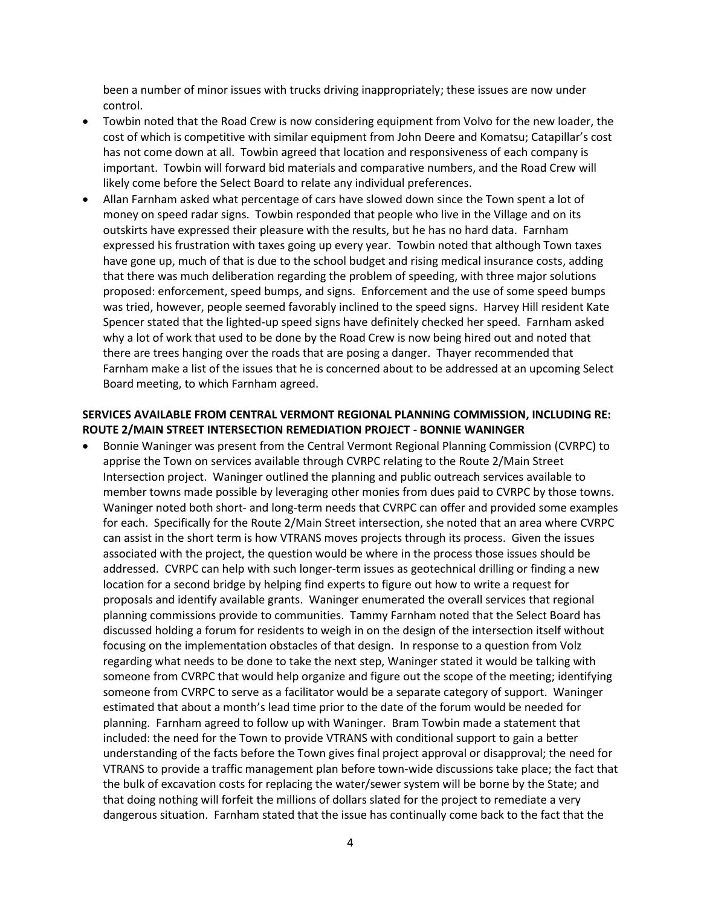been a number of minor issues with trucks driving inappropriately; these issues are now under control.

- Towbin noted that the Road Crew is now considering equipment from Volvo for the new loader, the cost of which is competitive with similar equipment from John Deere and Komatsu; Catapillar's cost has not come down at all. Towbin agreed that location and responsiveness of each company is important. Towbin will forward bid materials and comparative numbers, and the Road Crew will likely come before the Select Board to relate any individual preferences.
- Allan Farnham asked what percentage of cars have slowed down since the Town spent a lot of money on speed radar signs. Towbin responded that people who live in the Village and on its outskirts have expressed their pleasure with the results, but he has no hard data. Farnham expressed his frustration with taxes going up every year. Towbin noted that although Town taxes have gone up, much of that is due to the school budget and rising medical insurance costs, adding that there was much deliberation regarding the problem of speeding, with three major solutions proposed: enforcement, speed bumps, and signs. Enforcement and the use of some speed bumps was tried, however, people seemed favorably inclined to the speed signs. Harvey Hill resident Kate Spencer stated that the lighted-up speed signs have definitely checked her speed. Farnham asked why a lot of work that used to be done by the Road Crew is now being hired out and noted that there are trees hanging over the roads that are posing a danger. Thayer recommended that Farnham make a list of the issues that he is concerned about to be addressed at an upcoming Select Board meeting, to which Farnham agreed.

**SERVICES AVAILABLE FROM CENTRAL VERMONT REGIONAL PLANNING COMMISSION, INCLUDING RE: ROUTE 2/MAIN STREET INTERSECTION REMEDIATION PROJECT - BONNIE WANINGER**

- Bonnie Waninger was present from the Central Vermont Regional Planning Commission (CVRPC) to apprise the Town on services available through CVRPC relating to the Route 2/Main Street Intersection project. Waninger outlined the planning and public outreach services available to member towns made possible by leveraging other monies from dues paid to CVRPC by those towns. Waninger noted both short- and long-term needs that CVRPC can offer and provided some examples for each. Specifically for the Route 2/Main Street intersection, she noted that an area where CVRPC can assist in the short term is how VTRANS moves projects through its process. Given the issues associated with the project, the question would be where in the process those issues should be addressed. CVRPC can help with such longer-term issues as geotechnical drilling or finding a new location for a second bridge by helping find experts to figure out how to write a request for proposals and identify available grants. Waninger enumerated the overall services that regional planning commissions provide to communities. Tammy Farnham noted that the Select Board has discussed holding a forum for residents to weigh in on the design of the intersection itself without focusing on the implementation obstacles of that design. In response to a question from Volz regarding what needs to be done to take the next step, Waninger stated it would be talking with someone from CVRPC that would help organize and figure out the scope of the meeting; identifying someone from CVRPC to serve as a facilitator would be a separate category of support. Waninger estimated that about a month's lead time prior to the date of the forum would be needed for planning. Farnham agreed to follow up with Waninger. Bram Towbin made a statement that included: the need for the Town to provide VTRANS with conditional support to gain a better understanding of the facts before the Town gives final project approval or disapproval; the need for VTRANS to provide a traffic management plan before town-wide discussions take place; the fact that the bulk of excavation costs for replacing the water/sewer system will be borne by the State; and that doing nothing will forfeit the millions of dollars slated for the project to remediate a very dangerous situation. Farnham stated that the issue has continually come back to the fact that the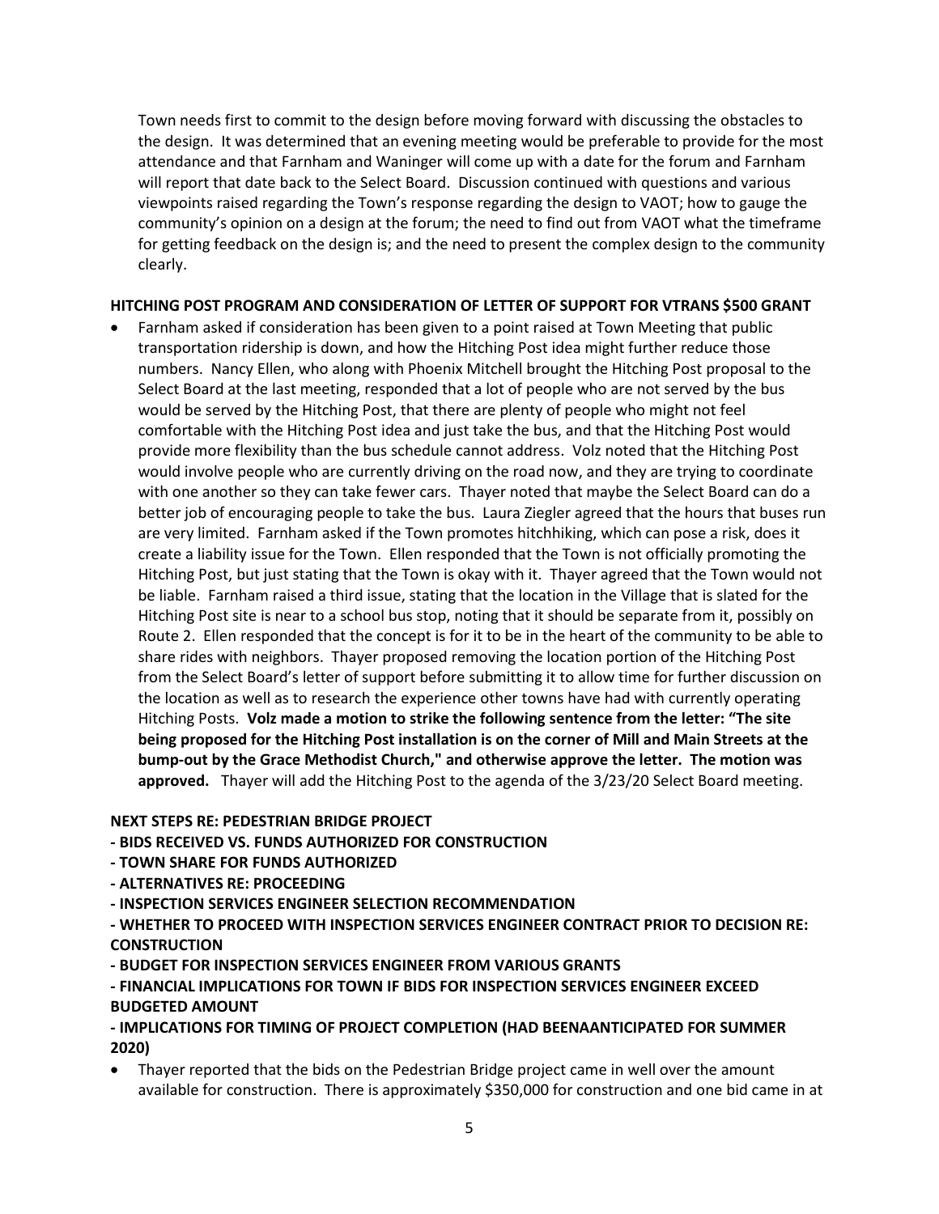Town needs first to commit to the design before moving forward with discussing the obstacles to the design. It was determined that an evening meeting would be preferable to provide for the most attendance and that Farnham and Waninger will come up with a date for the forum and Farnham will report that date back to the Select Board. Discussion continued with questions and various viewpoints raised regarding the Town's response regarding the design to VAOT; how to gauge the community's opinion on a design at the forum; the need to find out from VAOT what the timeframe for getting feedback on the design is; and the need to present the complex design to the community clearly.

**HITCHING POST PROGRAM AND CONSIDERATION OF LETTER OF SUPPORT FOR VTRANS $500 GRANT**

- Farnham asked if consideration has been given to a point raised at Town Meeting that public transportation ridership is down, and how the Hitching Post idea might further reduce those numbers. Nancy Ellen, who along with Phoenix Mitchell brought the Hitching Post proposal to the Select Board at the last meeting, responded that a lot of people who are not served by the bus would be served by the Hitching Post, that there are plenty of people who might not feel comfortable with the Hitching Post idea and just take the bus, and that the Hitching Post would provide more flexibility than the bus schedule cannot address. Volz noted that the Hitching Post would involve people who are currently driving on the road now, and they are trying to coordinate with one another so they can take fewer cars. Thayer noted that maybe the Select Board can do a better job of encouraging people to take the bus. Laura Ziegler agreed that the hours that buses run are very limited. Farnham asked if the Town promotes hitchhiking, which can pose a risk, does it create a liability issue for the Town. Ellen responded that the Town is not officially promoting the Hitching Post, but just stating that the Town is okay with it. Thayer agreed that the Town would not be liable. Farnham raised a third issue, stating that the location in the Village that is slated for the Hitching Post site is near to a school bus stop, noting that it should be separate from it, possibly on Route 2. Ellen responded that the concept is for it to be in the heart of the community to be able to share rides with neighbors. Thayer proposed removing the location portion of the Hitching Post from the Select Board's letter of support before submitting it to allow time for further discussion on the location as well as to research the experience other towns have had with currently operating Hitching Posts. **Volz made a motion to strike the following sentence from the letter: "The site being proposed for the Hitching Post installation is on the corner of Mill and Main Streets at the bump-out by the Grace Methodist Church," and otherwise approve the letter. The motion was approved.** Thayer will add the Hitching Post to the agenda of the 3/23/20 Select Board meeting.

**NEXT STEPS RE: PEDESTRIAN BRIDGE PROJECT**
**- BIDS RECEIVED VS. FUNDS AUTHORIZED FOR CONSTRUCTION**
**- TOWN SHARE FOR FUNDS AUTHORIZED**
**- ALTERNATIVES RE: PROCEEDING**
**- INSPECTION SERVICES ENGINEER SELECTION RECOMMENDATION**
**- WHETHER TO PROCEED WITH INSPECTION SERVICES ENGINEER CONTRACT PRIOR TO DECISION RE: CONSTRUCTION**
**- BUDGET FOR INSPECTION SERVICES ENGINEER FROM VARIOUS GRANTS**
**- FINANCIAL IMPLICATIONS FOR TOWN IF BIDS FOR INSPECTION SERVICES ENGINEER EXCEED BUDGETED AMOUNT**
**- IMPLICATIONS FOR TIMING OF PROJECT COMPLETION (HAD BEENAANTICIPATED FOR SUMMER 2020)**

- Thayer reported that the bids on the Pedestrian Bridge project came in well over the amount available for construction. There is approximately $350,000 for construction and one bid came in at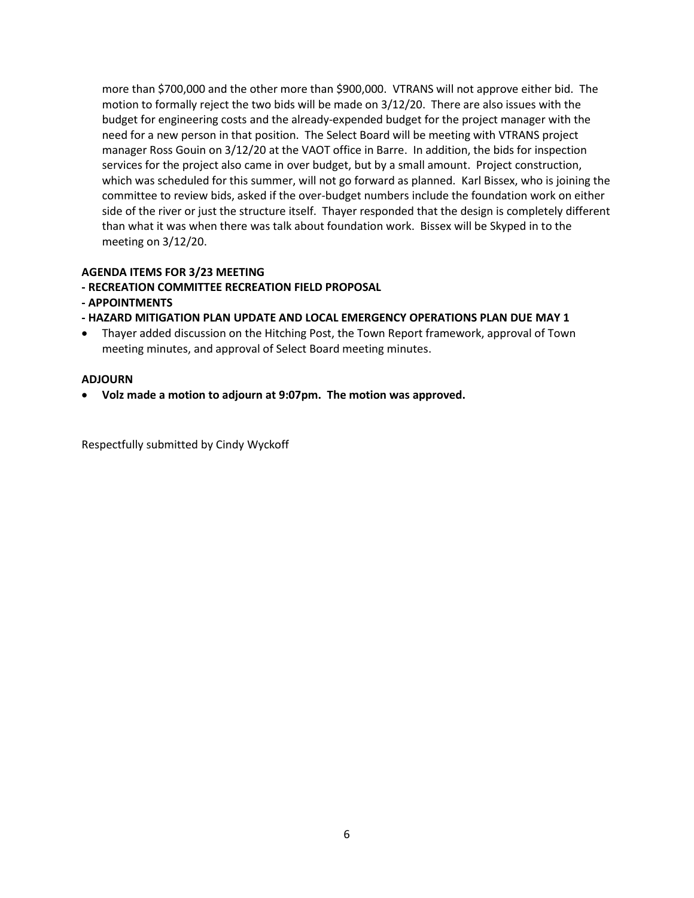more than $700,000 and the other more than $900,000. VTRANS will not approve either bid. The motion to formally reject the two bids will be made on 3/12/20. There are also issues with the budget for engineering costs and the already-expended budget for the project manager with the need for a new person in that position. The Select Board will be meeting with VTRANS project manager Ross Gouin on 3/12/20 at the VAOT office in Barre. In addition, the bids for inspection services for the project also came in over budget, but by a small amount. Project construction, which was scheduled for this summer, will not go forward as planned. Karl Bissex, who is joining the committee to review bids, asked if the over-budget numbers include the foundation work on either side of the river or just the structure itself. Thayer responded that the design is completely different than what it was when there was talk about foundation work. Bissex will be Skyped in to the meeting on 3/12/20.

**AGENDA ITEMS FOR 3/23 MEETING**

**- RECREATION COMMITTEE RECREATION FIELD PROPOSAL**

**- APPOINTMENTS**

**- HAZARD MITIGATION PLAN UPDATE AND LOCAL EMERGENCY OPERATIONS PLAN DUE MAY 1**

- Thayer added discussion on the Hitching Post, the Town Report framework, approval of Town meeting minutes, and approval of Select Board meeting minutes.

**ADJOURN**

- **Volz made a motion to adjourn at 9:07pm. The motion was approved.**

Respectfully submitted by Cindy Wyckoff